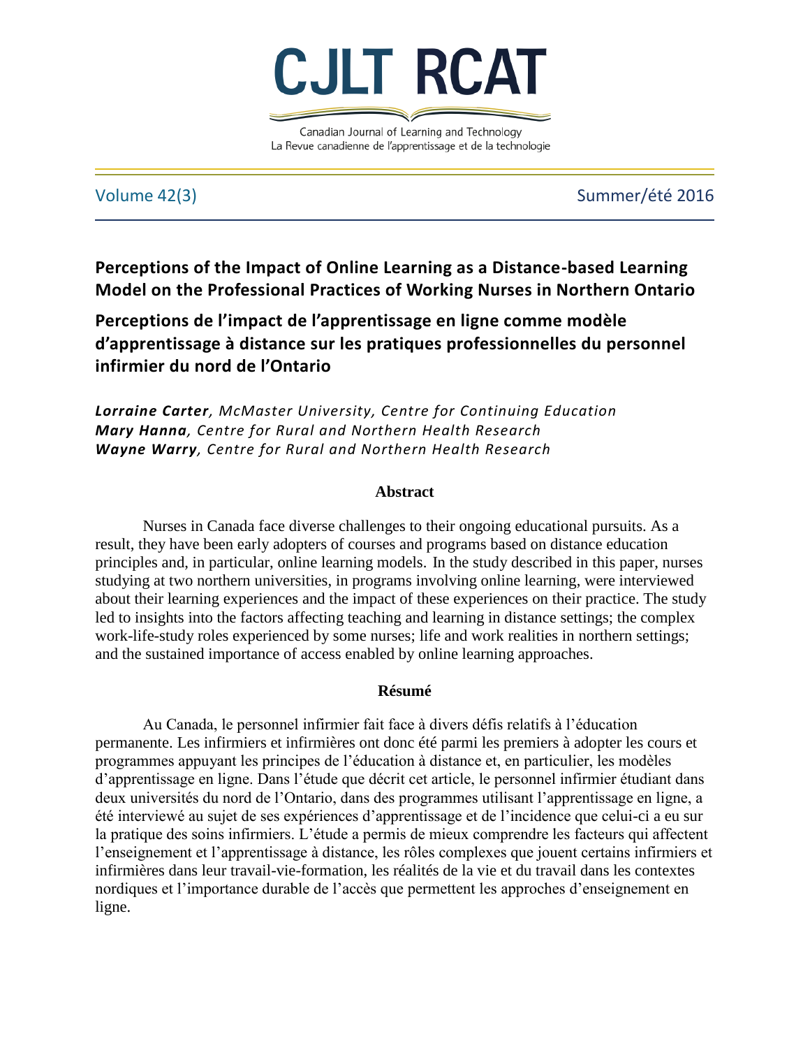# Perceptions of the Impact of Online Learning as a Distance-based Learning Model on the Professional Practices of Working Nurses in Northern Ontario

# Perceptions de l'impact de l'apprentissage en ligne comme modèle d'apprentissage à distance sur les pratiques professionnelles du personnel infirmier du nord de l'Ontario

***Lorraine Carter****, McMaster University, Centre for Continuing Education*
***Mary Hanna****, Centre for Rural and Northern Health Research*
***Wayne Warry****, Centre for Rural and Northern Health Research*

## Abstract

Nurses in Canada face diverse challenges to their ongoing educational pursuits. As a result, they have been early adopters of courses and programs based on distance education principles and, in particular, online learning models. In the study described in this paper, nurses studying at two northern universities, in programs involving online learning, were interviewed about their learning experiences and the impact of these experiences on their practice. The study led to insights into the factors affecting teaching and learning in distance settings; the complex work-life-study roles experienced by some nurses; life and work realities in northern settings; and the sustained importance of access enabled by online learning approaches.

## Résumé

Au Canada, le personnel infirmier fait face à divers défis relatifs à l'éducation permanente. Les infirmiers et infirmières ont donc été parmi les premiers à adopter les cours et programmes appuyant les principes de l'éducation à distance et, en particulier, les modèles d'apprentissage en ligne. Dans l'étude que décrit cet article, le personnel infirmier étudiant dans deux universités du nord de l'Ontario, dans des programmes utilisant l'apprentissage en ligne, a été interviewé au sujet de ses expériences d'apprentissage et de l'incidence que celui-ci a eu sur la pratique des soins infirmiers. L'étude a permis de mieux comprendre les facteurs qui affectent l'enseignement et l'apprentissage à distance, les rôles complexes que jouent certains infirmiers et infirmières dans leur travail-vie-formation, les réalités de la vie et du travail dans les contextes nordiques et l'importance durable de l'accès que permettent les approches d'enseignement en ligne.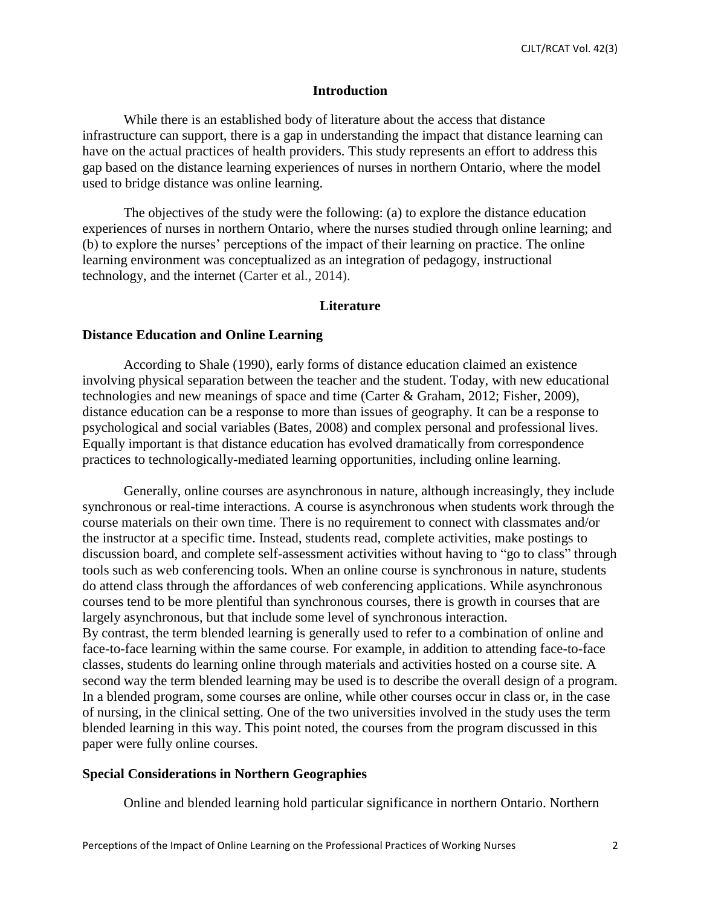## Introduction

While there is an established body of literature about the access that distance infrastructure can support, there is a gap in understanding the impact that distance learning can have on the actual practices of health providers. This study represents an effort to address this gap based on the distance learning experiences of nurses in northern Ontario, where the model used to bridge distance was online learning.

The objectives of the study were the following: (a) to explore the distance education experiences of nurses in northern Ontario, where the nurses studied through online learning; and (b) to explore the nurses' perceptions of the impact of their learning on practice. The online learning environment was conceptualized as an integration of pedagogy, instructional technology, and the internet (Carter et al., 2014).

## Literature

### Distance Education and Online Learning

According to Shale (1990), early forms of distance education claimed an existence involving physical separation between the teacher and the student. Today, with new educational technologies and new meanings of space and time (Carter & Graham, 2012; Fisher, 2009), distance education can be a response to more than issues of geography. It can be a response to psychological and social variables (Bates, 2008) and complex personal and professional lives. Equally important is that distance education has evolved dramatically from correspondence practices to technologically-mediated learning opportunities, including online learning.

Generally, online courses are asynchronous in nature, although increasingly, they include synchronous or real-time interactions. A course is asynchronous when students work through the course materials on their own time. There is no requirement to connect with classmates and/or the instructor at a specific time. Instead, students read, complete activities, make postings to discussion board, and complete self-assessment activities without having to "go to class" through tools such as web conferencing tools. When an online course is synchronous in nature, students do attend class through the affordances of web conferencing applications. While asynchronous courses tend to be more plentiful than synchronous courses, there is growth in courses that are largely asynchronous, but that include some level of synchronous interaction.

By contrast, the term blended learning is generally used to refer to a combination of online and face-to-face learning within the same course. For example, in addition to attending face-to-face classes, students do learning online through materials and activities hosted on a course site. A second way the term blended learning may be used is to describe the overall design of a program. In a blended program, some courses are online, while other courses occur in class or, in the case of nursing, in the clinical setting. One of the two universities involved in the study uses the term blended learning in this way. This point noted, the courses from the program discussed in this paper were fully online courses.

### Special Considerations in Northern Geographies

Online and blended learning hold particular significance in northern Ontario. Northern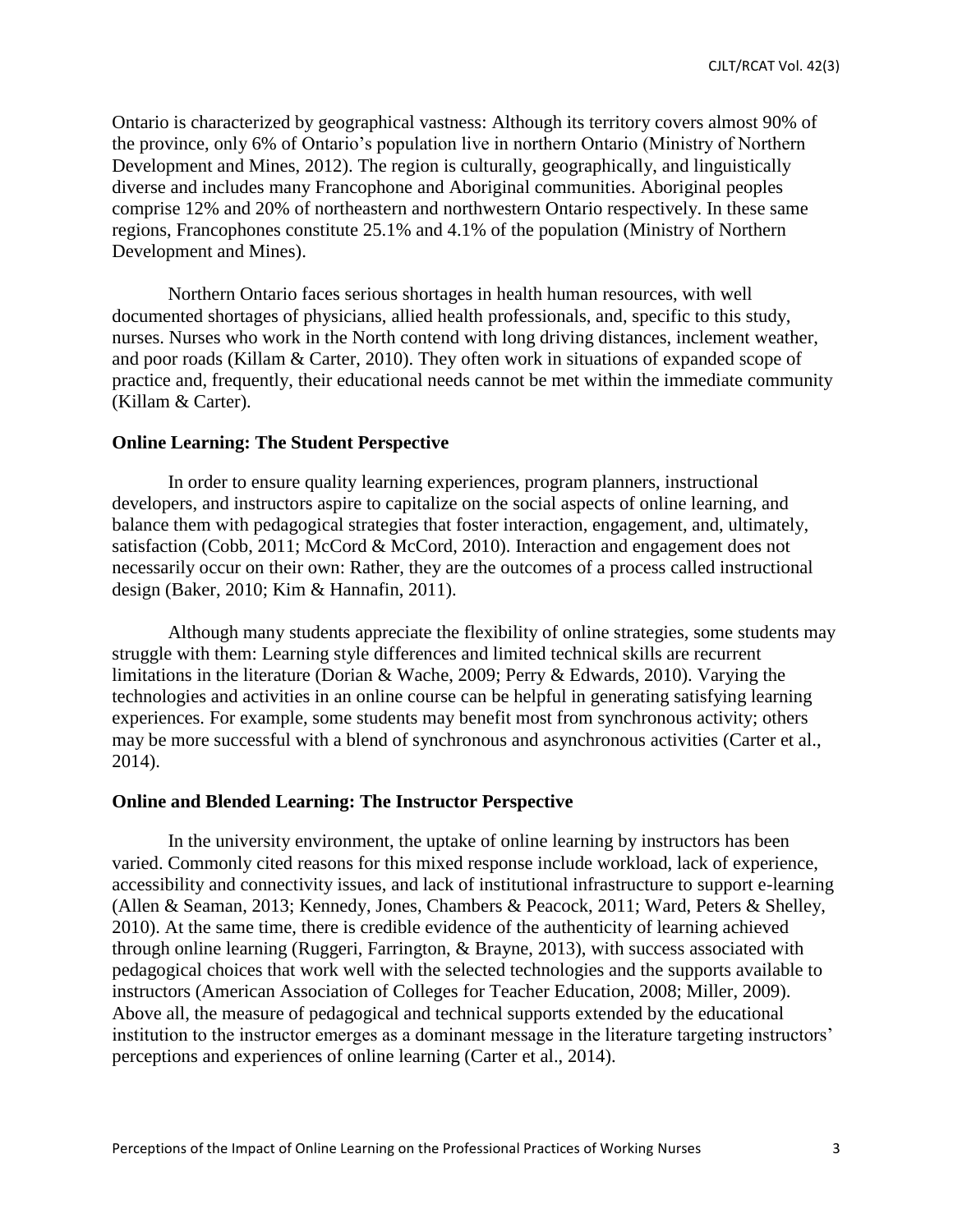Ontario is characterized by geographical vastness: Although its territory covers almost 90% of the province, only 6% of Ontario's population live in northern Ontario (Ministry of Northern Development and Mines, 2012). The region is culturally, geographically, and linguistically diverse and includes many Francophone and Aboriginal communities. Aboriginal peoples comprise 12% and 20% of northeastern and northwestern Ontario respectively. In these same regions, Francophones constitute 25.1% and 4.1% of the population (Ministry of Northern Development and Mines).

Northern Ontario faces serious shortages in health human resources, with well documented shortages of physicians, allied health professionals, and, specific to this study, nurses. Nurses who work in the North contend with long driving distances, inclement weather, and poor roads (Killam & Carter, 2010). They often work in situations of expanded scope of practice and, frequently, their educational needs cannot be met within the immediate community (Killam & Carter).

## Online Learning: The Student Perspective

In order to ensure quality learning experiences, program planners, instructional developers, and instructors aspire to capitalize on the social aspects of online learning, and balance them with pedagogical strategies that foster interaction, engagement, and, ultimately, satisfaction (Cobb, 2011; McCord & McCord, 2010). Interaction and engagement does not necessarily occur on their own: Rather, they are the outcomes of a process called instructional design (Baker, 2010; Kim & Hannafin, 2011).

Although many students appreciate the flexibility of online strategies, some students may struggle with them: Learning style differences and limited technical skills are recurrent limitations in the literature (Dorian & Wache, 2009; Perry & Edwards, 2010). Varying the technologies and activities in an online course can be helpful in generating satisfying learning experiences. For example, some students may benefit most from synchronous activity; others may be more successful with a blend of synchronous and asynchronous activities (Carter et al., 2014).

## Online and Blended Learning: The Instructor Perspective

In the university environment, the uptake of online learning by instructors has been varied. Commonly cited reasons for this mixed response include workload, lack of experience, accessibility and connectivity issues, and lack of institutional infrastructure to support e-learning (Allen & Seaman, 2013; Kennedy, Jones, Chambers & Peacock, 2011; Ward, Peters & Shelley, 2010). At the same time, there is credible evidence of the authenticity of learning achieved through online learning (Ruggeri, Farrington, & Brayne, 2013), with success associated with pedagogical choices that work well with the selected technologies and the supports available to instructors (American Association of Colleges for Teacher Education, 2008; Miller, 2009). Above all, the measure of pedagogical and technical supports extended by the educational institution to the instructor emerges as a dominant message in the literature targeting instructors' perceptions and experiences of online learning (Carter et al., 2014).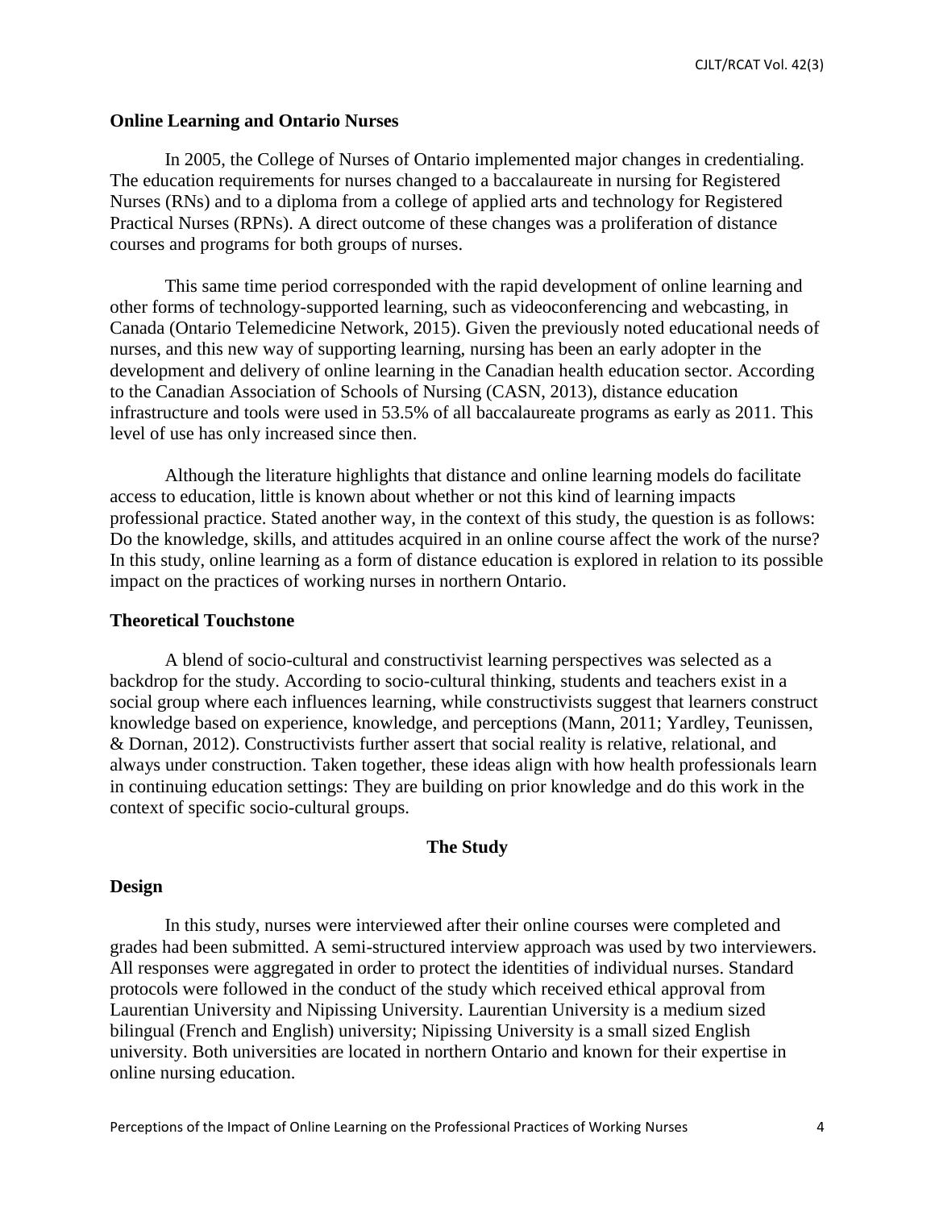### Online Learning and Ontario Nurses

In 2005, the College of Nurses of Ontario implemented major changes in credentialing. The education requirements for nurses changed to a baccalaureate in nursing for Registered Nurses (RNs) and to a diploma from a college of applied arts and technology for Registered Practical Nurses (RPNs). A direct outcome of these changes was a proliferation of distance courses and programs for both groups of nurses.

This same time period corresponded with the rapid development of online learning and other forms of technology-supported learning, such as videoconferencing and webcasting, in Canada (Ontario Telemedicine Network, 2015). Given the previously noted educational needs of nurses, and this new way of supporting learning, nursing has been an early adopter in the development and delivery of online learning in the Canadian health education sector. According to the Canadian Association of Schools of Nursing (CASN, 2013), distance education infrastructure and tools were used in 53.5% of all baccalaureate programs as early as 2011. This level of use has only increased since then.

Although the literature highlights that distance and online learning models do facilitate access to education, little is known about whether or not this kind of learning impacts professional practice. Stated another way, in the context of this study, the question is as follows: Do the knowledge, skills, and attitudes acquired in an online course affect the work of the nurse? In this study, online learning as a form of distance education is explored in relation to its possible impact on the practices of working nurses in northern Ontario.

### Theoretical Touchstone

A blend of socio-cultural and constructivist learning perspectives was selected as a backdrop for the study. According to socio-cultural thinking, students and teachers exist in a social group where each influences learning, while constructivists suggest that learners construct knowledge based on experience, knowledge, and perceptions (Mann, 2011; Yardley, Teunissen, & Dornan, 2012). Constructivists further assert that social reality is relative, relational, and always under construction. Taken together, these ideas align with how health professionals learn in continuing education settings: They are building on prior knowledge and do this work in the context of specific socio-cultural groups.

## The Study

### Design

In this study, nurses were interviewed after their online courses were completed and grades had been submitted. A semi-structured interview approach was used by two interviewers. All responses were aggregated in order to protect the identities of individual nurses. Standard protocols were followed in the conduct of the study which received ethical approval from Laurentian University and Nipissing University. Laurentian University is a medium sized bilingual (French and English) university; Nipissing University is a small sized English university. Both universities are located in northern Ontario and known for their expertise in online nursing education.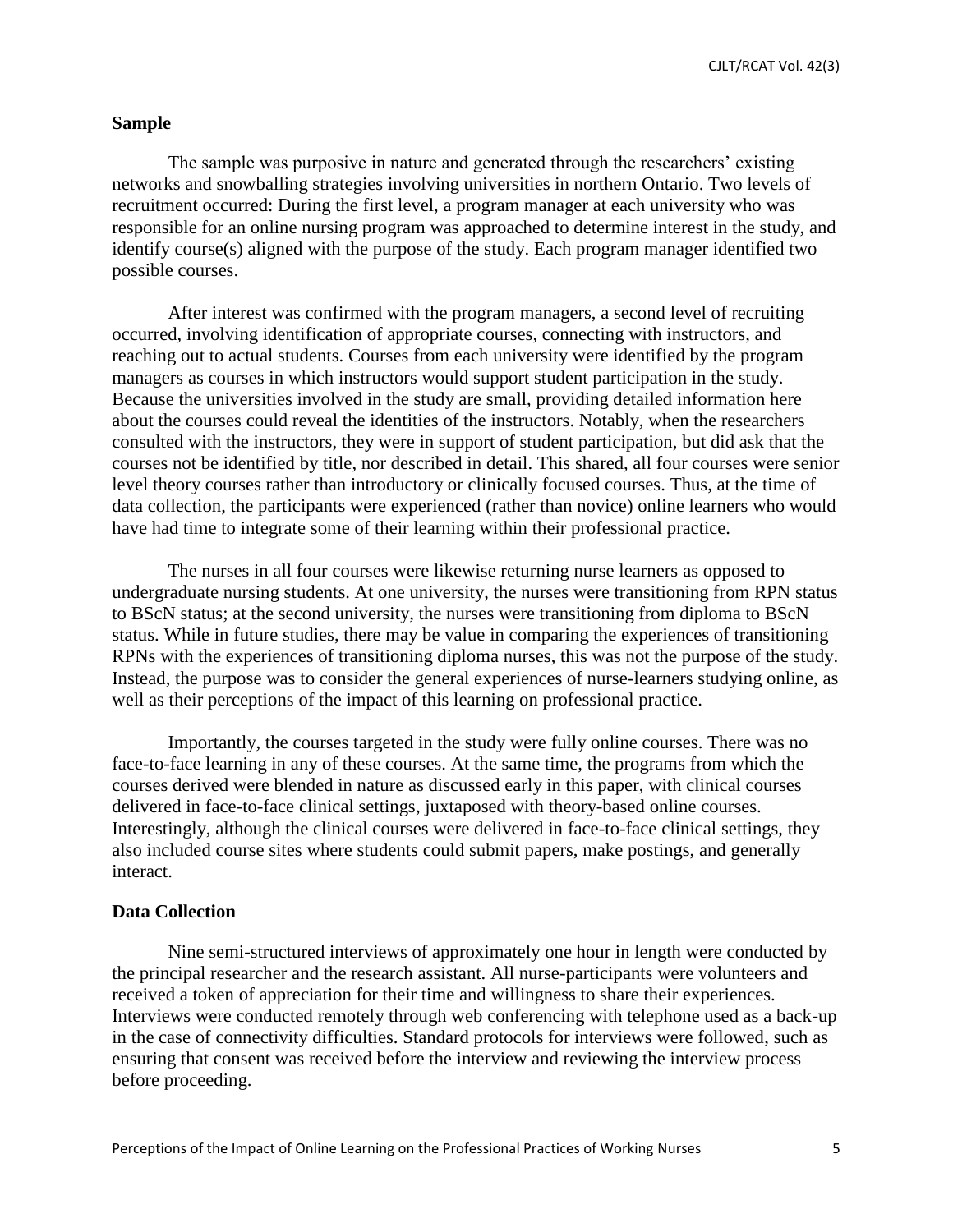## Sample

The sample was purposive in nature and generated through the researchers' existing networks and snowballing strategies involving universities in northern Ontario. Two levels of recruitment occurred: During the first level, a program manager at each university who was responsible for an online nursing program was approached to determine interest in the study, and identify course(s) aligned with the purpose of the study. Each program manager identified two possible courses.

After interest was confirmed with the program managers, a second level of recruiting occurred, involving identification of appropriate courses, connecting with instructors, and reaching out to actual students. Courses from each university were identified by the program managers as courses in which instructors would support student participation in the study. Because the universities involved in the study are small, providing detailed information here about the courses could reveal the identities of the instructors. Notably, when the researchers consulted with the instructors, they were in support of student participation, but did ask that the courses not be identified by title, nor described in detail. This shared, all four courses were senior level theory courses rather than introductory or clinically focused courses. Thus, at the time of data collection, the participants were experienced (rather than novice) online learners who would have had time to integrate some of their learning within their professional practice.

The nurses in all four courses were likewise returning nurse learners as opposed to undergraduate nursing students. At one university, the nurses were transitioning from RPN status to BScN status; at the second university, the nurses were transitioning from diploma to BScN status. While in future studies, there may be value in comparing the experiences of transitioning RPNs with the experiences of transitioning diploma nurses, this was not the purpose of the study. Instead, the purpose was to consider the general experiences of nurse-learners studying online, as well as their perceptions of the impact of this learning on professional practice.

Importantly, the courses targeted in the study were fully online courses. There was no face-to-face learning in any of these courses. At the same time, the programs from which the courses derived were blended in nature as discussed early in this paper, with clinical courses delivered in face-to-face clinical settings, juxtaposed with theory-based online courses. Interestingly, although the clinical courses were delivered in face-to-face clinical settings, they also included course sites where students could submit papers, make postings, and generally interact.

## Data Collection

Nine semi-structured interviews of approximately one hour in length were conducted by the principal researcher and the research assistant. All nurse-participants were volunteers and received a token of appreciation for their time and willingness to share their experiences. Interviews were conducted remotely through web conferencing with telephone used as a back-up in the case of connectivity difficulties. Standard protocols for interviews were followed, such as ensuring that consent was received before the interview and reviewing the interview process before proceeding.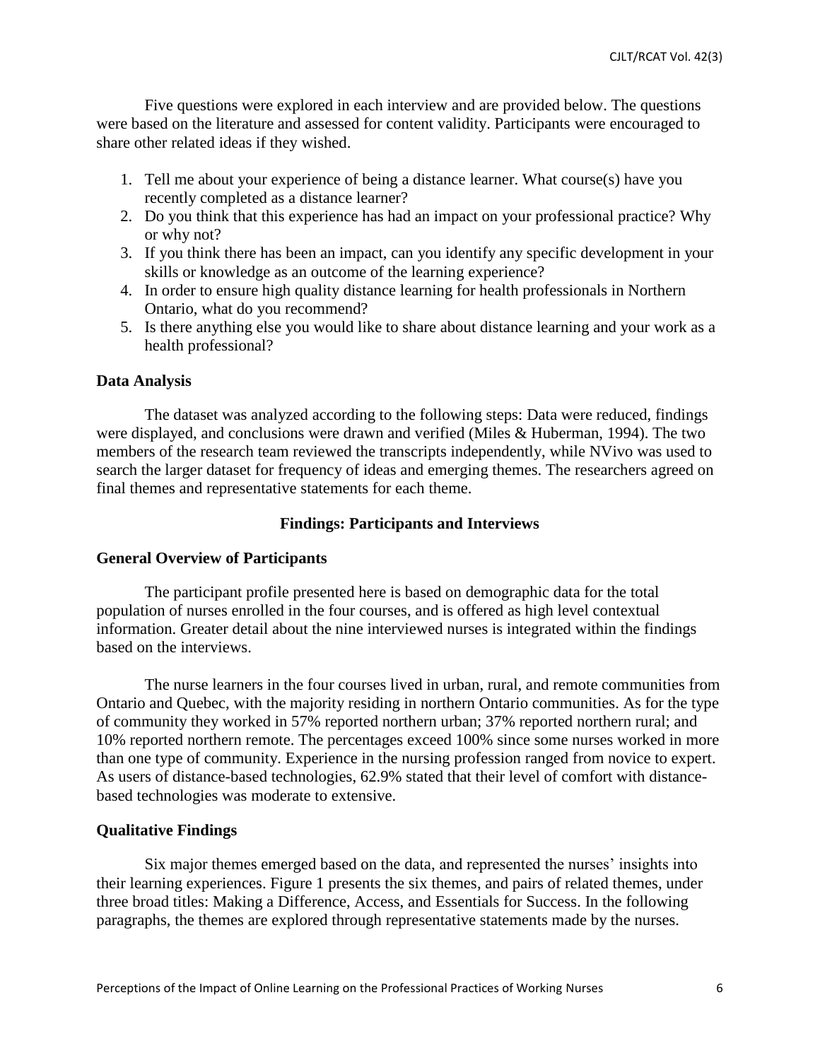Five questions were explored in each interview and are provided below. The questions were based on the literature and assessed for content validity. Participants were encouraged to share other related ideas if they wished.

1. Tell me about your experience of being a distance learner. What course(s) have you recently completed as a distance learner?
2. Do you think that this experience has had an impact on your professional practice? Why or why not?
3. If you think there has been an impact, can you identify any specific development in your skills or knowledge as an outcome of the learning experience?
4. In order to ensure high quality distance learning for health professionals in Northern Ontario, what do you recommend?
5. Is there anything else you would like to share about distance learning and your work as a health professional?

### Data Analysis

The dataset was analyzed according to the following steps: Data were reduced, findings were displayed, and conclusions were drawn and verified (Miles & Huberman, 1994). The two members of the research team reviewed the transcripts independently, while NVivo was used to search the larger dataset for frequency of ideas and emerging themes. The researchers agreed on final themes and representative statements for each theme.

## Findings: Participants and Interviews

### General Overview of Participants

The participant profile presented here is based on demographic data for the total population of nurses enrolled in the four courses, and is offered as high level contextual information. Greater detail about the nine interviewed nurses is integrated within the findings based on the interviews.

The nurse learners in the four courses lived in urban, rural, and remote communities from Ontario and Quebec, with the majority residing in northern Ontario communities. As for the type of community they worked in 57% reported northern urban; 37% reported northern rural; and 10% reported northern remote. The percentages exceed 100% since some nurses worked in more than one type of community. Experience in the nursing profession ranged from novice to expert. As users of distance-based technologies, 62.9% stated that their level of comfort with distance-based technologies was moderate to extensive.

### Qualitative Findings

Six major themes emerged based on the data, and represented the nurses' insights into their learning experiences. Figure 1 presents the six themes, and pairs of related themes, under three broad titles: Making a Difference, Access, and Essentials for Success. In the following paragraphs, the themes are explored through representative statements made by the nurses.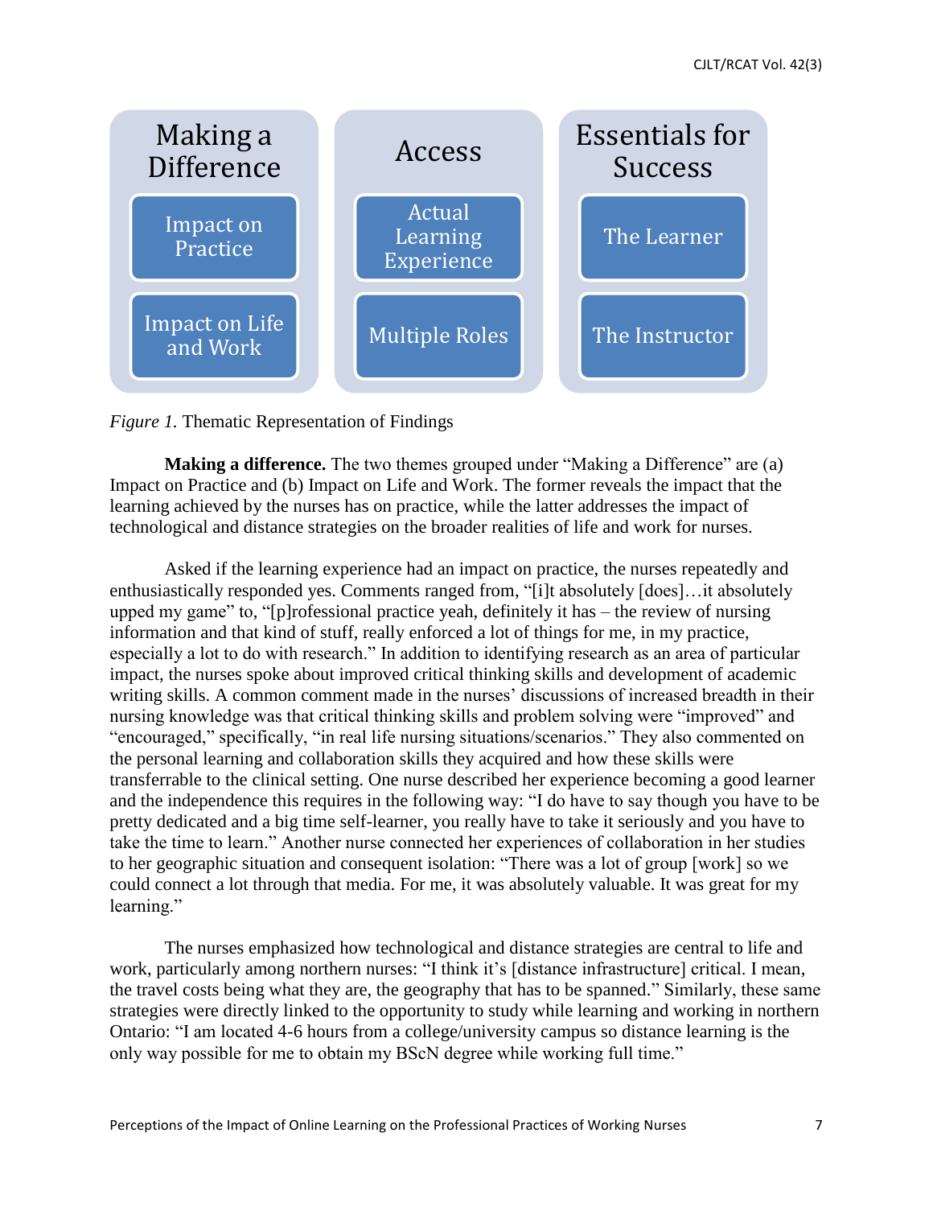| Making a Difference | Access | Essentials for Success |
|---|---|---|
| Impact on Practice | Actual Learning Experience | The Learner |
| Impact on Life and Work | Multiple Roles | The Instructor |

*Figure 1.* Thematic Representation of Findings

**Making a difference.** The two themes grouped under "Making a Difference" are (a) Impact on Practice and (b) Impact on Life and Work. The former reveals the impact that the learning achieved by the nurses has on practice, while the latter addresses the impact of technological and distance strategies on the broader realities of life and work for nurses.

Asked if the learning experience had an impact on practice, the nurses repeatedly and enthusiastically responded yes. Comments ranged from, "[i]t absolutely [does]…it absolutely upped my game" to, "[p]rofessional practice yeah, definitely it has – the review of nursing information and that kind of stuff, really enforced a lot of things for me, in my practice, especially a lot to do with research." In addition to identifying research as an area of particular impact, the nurses spoke about improved critical thinking skills and development of academic writing skills. A common comment made in the nurses' discussions of increased breadth in their nursing knowledge was that critical thinking skills and problem solving were "improved" and "encouraged," specifically, "in real life nursing situations/scenarios." They also commented on the personal learning and collaboration skills they acquired and how these skills were transferrable to the clinical setting. One nurse described her experience becoming a good learner and the independence this requires in the following way: "I do have to say though you have to be pretty dedicated and a big time self-learner, you really have to take it seriously and you have to take the time to learn." Another nurse connected her experiences of collaboration in her studies to her geographic situation and consequent isolation: "There was a lot of group [work] so we could connect a lot through that media. For me, it was absolutely valuable. It was great for my learning."

The nurses emphasized how technological and distance strategies are central to life and work, particularly among northern nurses: "I think it's [distance infrastructure] critical. I mean, the travel costs being what they are, the geography that has to be spanned." Similarly, these same strategies were directly linked to the opportunity to study while learning and working in northern Ontario: "I am located 4-6 hours from a college/university campus so distance learning is the only way possible for me to obtain my BScN degree while working full time."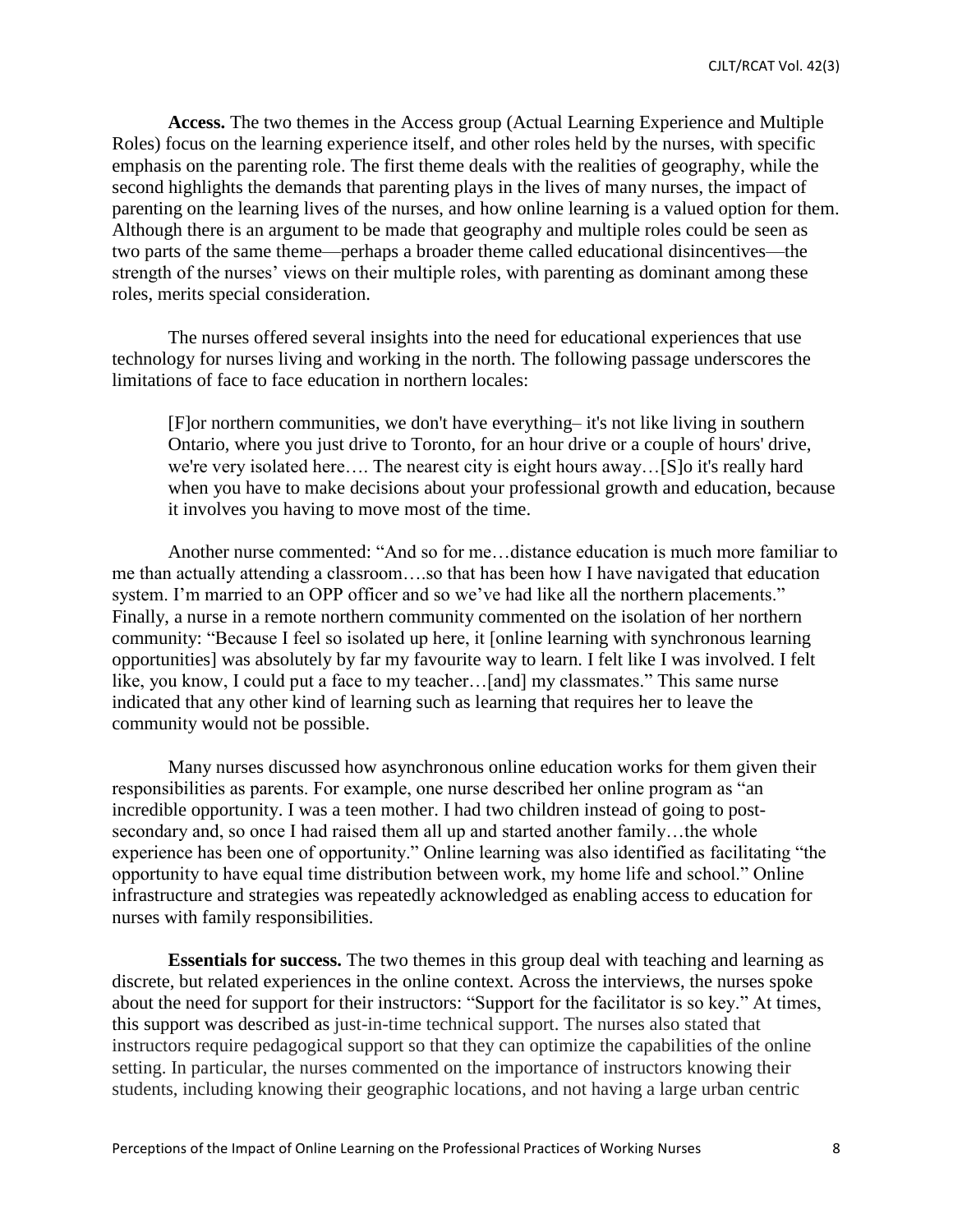**Access.** The two themes in the Access group (Actual Learning Experience and Multiple Roles) focus on the learning experience itself, and other roles held by the nurses, with specific emphasis on the parenting role. The first theme deals with the realities of geography, while the second highlights the demands that parenting plays in the lives of many nurses, the impact of parenting on the learning lives of the nurses, and how online learning is a valued option for them. Although there is an argument to be made that geography and multiple roles could be seen as two parts of the same theme—perhaps a broader theme called educational disincentives—the strength of the nurses' views on their multiple roles, with parenting as dominant among these roles, merits special consideration.

The nurses offered several insights into the need for educational experiences that use technology for nurses living and working in the north. The following passage underscores the limitations of face to face education in northern locales:

> [F]or northern communities, we don't have everything– it's not like living in southern Ontario, where you just drive to Toronto, for an hour drive or a couple of hours' drive, we're very isolated here…. The nearest city is eight hours away…[S]o it's really hard when you have to make decisions about your professional growth and education, because it involves you having to move most of the time.

Another nurse commented: "And so for me…distance education is much more familiar to me than actually attending a classroom….so that has been how I have navigated that education system. I'm married to an OPP officer and so we've had like all the northern placements." Finally, a nurse in a remote northern community commented on the isolation of her northern community: "Because I feel so isolated up here, it [online learning with synchronous learning opportunities] was absolutely by far my favourite way to learn. I felt like I was involved. I felt like, you know, I could put a face to my teacher…[and] my classmates." This same nurse indicated that any other kind of learning such as learning that requires her to leave the community would not be possible.

Many nurses discussed how asynchronous online education works for them given their responsibilities as parents. For example, one nurse described her online program as "an incredible opportunity. I was a teen mother. I had two children instead of going to post-secondary and, so once I had raised them all up and started another family…the whole experience has been one of opportunity." Online learning was also identified as facilitating "the opportunity to have equal time distribution between work, my home life and school." Online infrastructure and strategies was repeatedly acknowledged as enabling access to education for nurses with family responsibilities.

**Essentials for success.** The two themes in this group deal with teaching and learning as discrete, but related experiences in the online context. Across the interviews, the nurses spoke about the need for support for their instructors: "Support for the facilitator is so key." At times, this support was described as just-in-time technical support. The nurses also stated that instructors require pedagogical support so that they can optimize the capabilities of the online setting. In particular, the nurses commented on the importance of instructors knowing their students, including knowing their geographic locations, and not having a large urban centric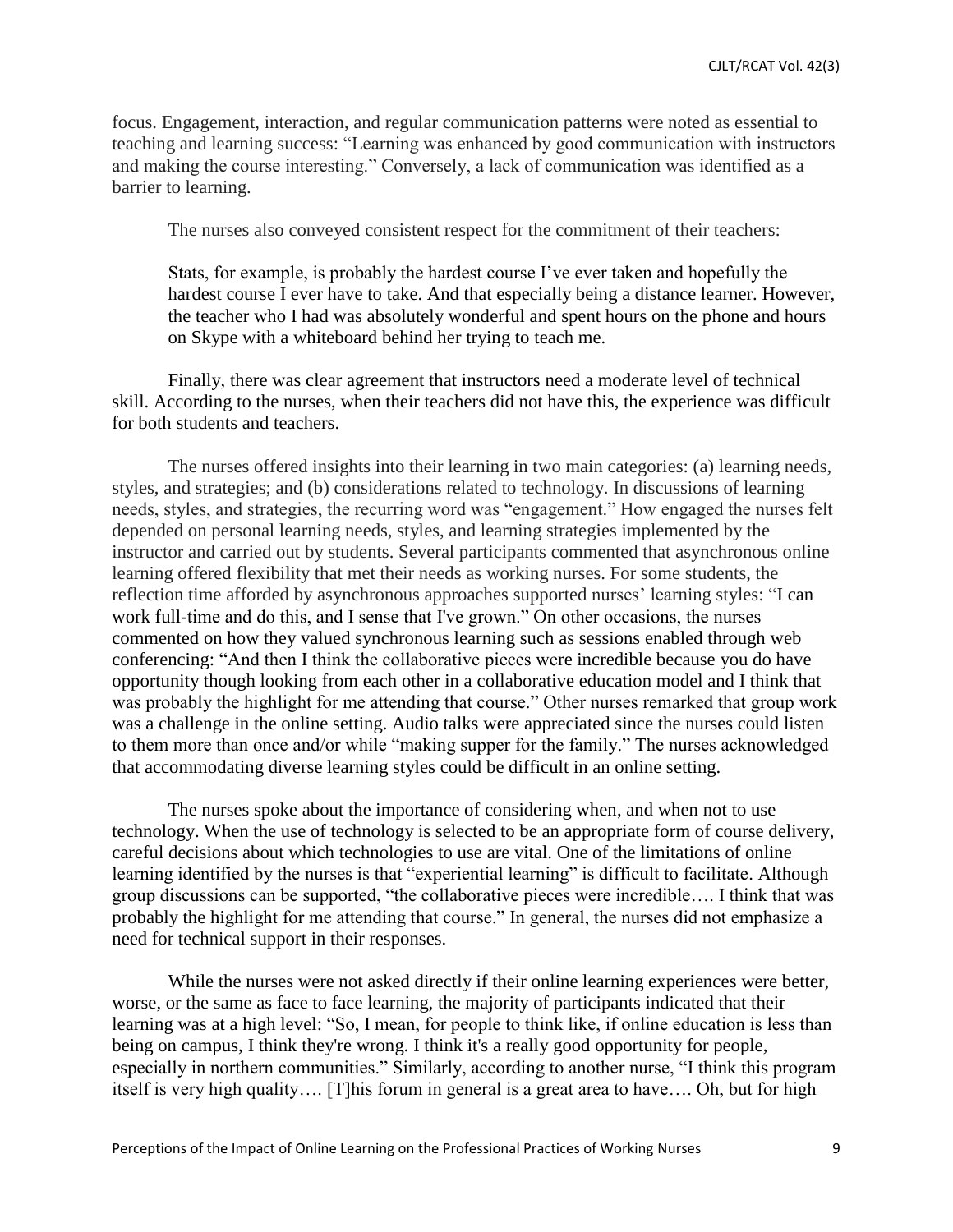focus. Engagement, interaction, and regular communication patterns were noted as essential to teaching and learning success: "Learning was enhanced by good communication with instructors and making the course interesting." Conversely, a lack of communication was identified as a barrier to learning.

The nurses also conveyed consistent respect for the commitment of their teachers:

> Stats, for example, is probably the hardest course I've ever taken and hopefully the hardest course I ever have to take. And that especially being a distance learner. However, the teacher who I had was absolutely wonderful and spent hours on the phone and hours on Skype with a whiteboard behind her trying to teach me.

Finally, there was clear agreement that instructors need a moderate level of technical skill. According to the nurses, when their teachers did not have this, the experience was difficult for both students and teachers.

The nurses offered insights into their learning in two main categories: (a) learning needs, styles, and strategies; and (b) considerations related to technology. In discussions of learning needs, styles, and strategies, the recurring word was "engagement." How engaged the nurses felt depended on personal learning needs, styles, and learning strategies implemented by the instructor and carried out by students. Several participants commented that asynchronous online learning offered flexibility that met their needs as working nurses. For some students, the reflection time afforded by asynchronous approaches supported nurses' learning styles: "I can work full-time and do this, and I sense that I've grown." On other occasions, the nurses commented on how they valued synchronous learning such as sessions enabled through web conferencing: "And then I think the collaborative pieces were incredible because you do have opportunity though looking from each other in a collaborative education model and I think that was probably the highlight for me attending that course." Other nurses remarked that group work was a challenge in the online setting. Audio talks were appreciated since the nurses could listen to them more than once and/or while "making supper for the family." The nurses acknowledged that accommodating diverse learning styles could be difficult in an online setting.

The nurses spoke about the importance of considering when, and when not to use technology. When the use of technology is selected to be an appropriate form of course delivery, careful decisions about which technologies to use are vital. One of the limitations of online learning identified by the nurses is that "experiential learning" is difficult to facilitate. Although group discussions can be supported, "the collaborative pieces were incredible…. I think that was probably the highlight for me attending that course." In general, the nurses did not emphasize a need for technical support in their responses.

While the nurses were not asked directly if their online learning experiences were better, worse, or the same as face to face learning, the majority of participants indicated that their learning was at a high level: "So, I mean, for people to think like, if online education is less than being on campus, I think they're wrong. I think it's a really good opportunity for people, especially in northern communities." Similarly, according to another nurse, "I think this program itself is very high quality…. [T]his forum in general is a great area to have…. Oh, but for high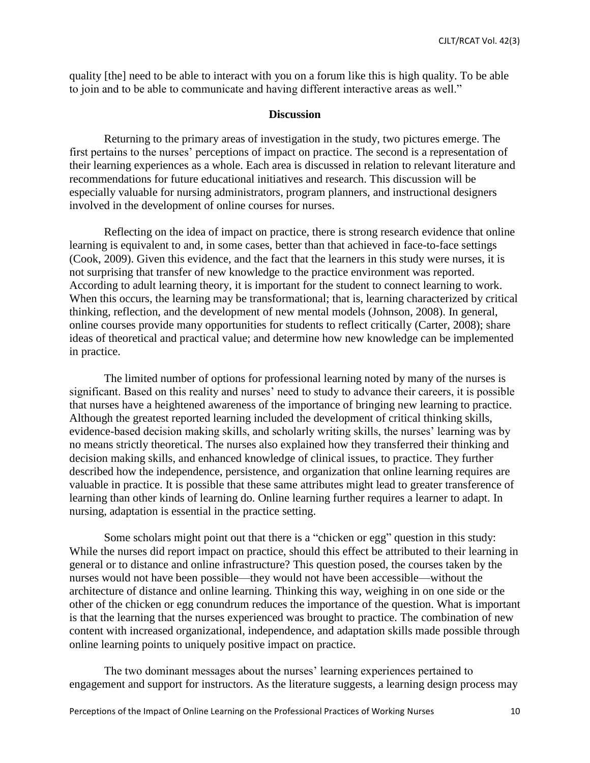quality [the] need to be able to interact with you on a forum like this is high quality. To be able to join and to be able to communicate and having different interactive areas as well."

## Discussion

Returning to the primary areas of investigation in the study, two pictures emerge. The first pertains to the nurses' perceptions of impact on practice. The second is a representation of their learning experiences as a whole. Each area is discussed in relation to relevant literature and recommendations for future educational initiatives and research. This discussion will be especially valuable for nursing administrators, program planners, and instructional designers involved in the development of online courses for nurses.

Reflecting on the idea of impact on practice, there is strong research evidence that online learning is equivalent to and, in some cases, better than that achieved in face-to-face settings (Cook, 2009). Given this evidence, and the fact that the learners in this study were nurses, it is not surprising that transfer of new knowledge to the practice environment was reported. According to adult learning theory, it is important for the student to connect learning to work. When this occurs, the learning may be transformational; that is, learning characterized by critical thinking, reflection, and the development of new mental models (Johnson, 2008). In general, online courses provide many opportunities for students to reflect critically (Carter, 2008); share ideas of theoretical and practical value; and determine how new knowledge can be implemented in practice.

The limited number of options for professional learning noted by many of the nurses is significant. Based on this reality and nurses' need to study to advance their careers, it is possible that nurses have a heightened awareness of the importance of bringing new learning to practice. Although the greatest reported learning included the development of critical thinking skills, evidence-based decision making skills, and scholarly writing skills, the nurses' learning was by no means strictly theoretical. The nurses also explained how they transferred their thinking and decision making skills, and enhanced knowledge of clinical issues, to practice. They further described how the independence, persistence, and organization that online learning requires are valuable in practice. It is possible that these same attributes might lead to greater transference of learning than other kinds of learning do. Online learning further requires a learner to adapt. In nursing, adaptation is essential in the practice setting.

Some scholars might point out that there is a "chicken or egg" question in this study: While the nurses did report impact on practice, should this effect be attributed to their learning in general or to distance and online infrastructure? This question posed, the courses taken by the nurses would not have been possible—they would not have been accessible—without the architecture of distance and online learning. Thinking this way, weighing in on one side or the other of the chicken or egg conundrum reduces the importance of the question. What is important is that the learning that the nurses experienced was brought to practice. The combination of new content with increased organizational, independence, and adaptation skills made possible through online learning points to uniquely positive impact on practice.

The two dominant messages about the nurses' learning experiences pertained to engagement and support for instructors. As the literature suggests, a learning design process may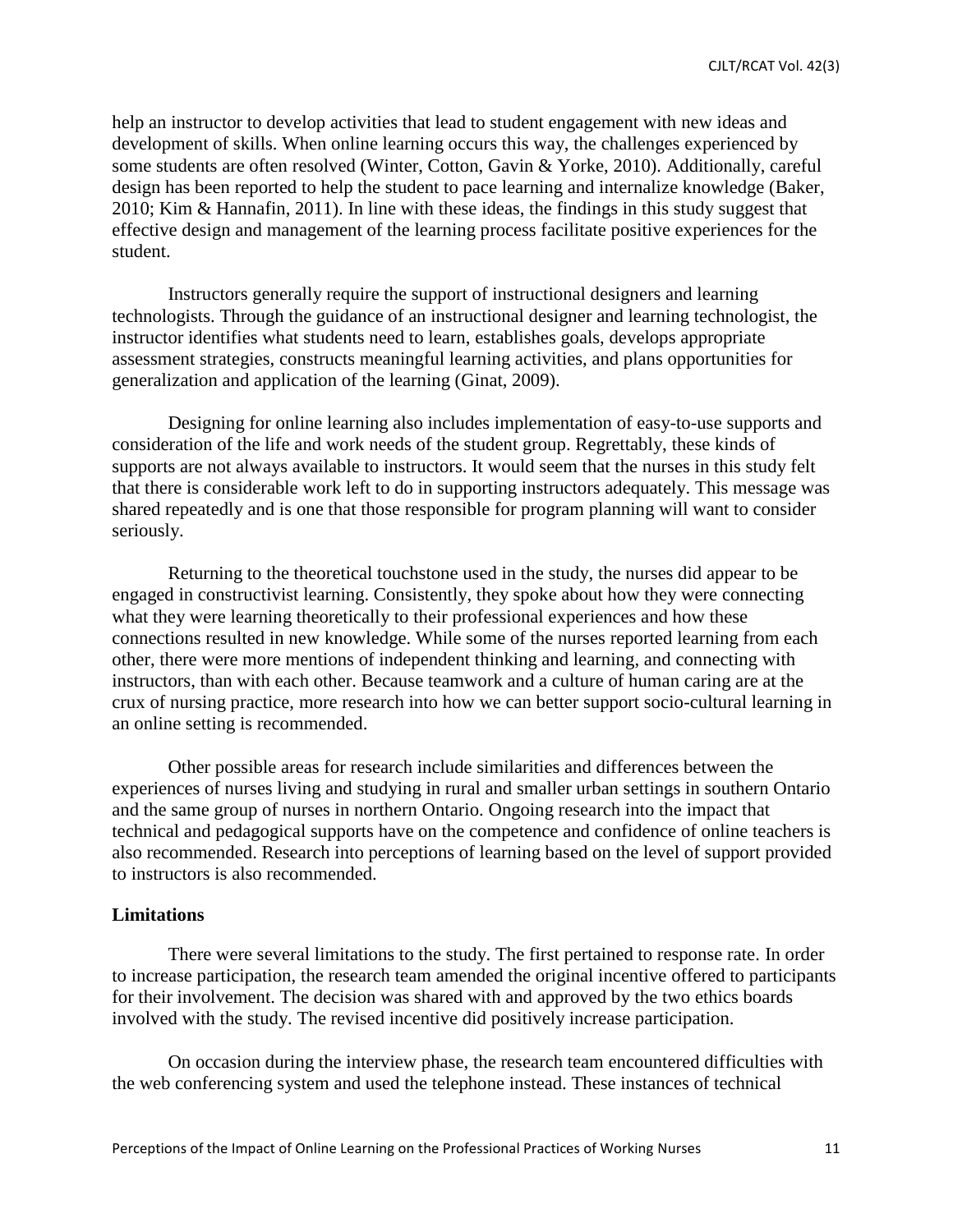help an instructor to develop activities that lead to student engagement with new ideas and development of skills. When online learning occurs this way, the challenges experienced by some students are often resolved (Winter, Cotton, Gavin & Yorke, 2010). Additionally, careful design has been reported to help the student to pace learning and internalize knowledge (Baker, 2010; Kim & Hannafin, 2011). In line with these ideas, the findings in this study suggest that effective design and management of the learning process facilitate positive experiences for the student.

Instructors generally require the support of instructional designers and learning technologists. Through the guidance of an instructional designer and learning technologist, the instructor identifies what students need to learn, establishes goals, develops appropriate assessment strategies, constructs meaningful learning activities, and plans opportunities for generalization and application of the learning (Ginat, 2009).

Designing for online learning also includes implementation of easy-to-use supports and consideration of the life and work needs of the student group. Regrettably, these kinds of supports are not always available to instructors. It would seem that the nurses in this study felt that there is considerable work left to do in supporting instructors adequately. This message was shared repeatedly and is one that those responsible for program planning will want to consider seriously.

Returning to the theoretical touchstone used in the study, the nurses did appear to be engaged in constructivist learning. Consistently, they spoke about how they were connecting what they were learning theoretically to their professional experiences and how these connections resulted in new knowledge. While some of the nurses reported learning from each other, there were more mentions of independent thinking and learning, and connecting with instructors, than with each other. Because teamwork and a culture of human caring are at the crux of nursing practice, more research into how we can better support socio-cultural learning in an online setting is recommended.

Other possible areas for research include similarities and differences between the experiences of nurses living and studying in rural and smaller urban settings in southern Ontario and the same group of nurses in northern Ontario. Ongoing research into the impact that technical and pedagogical supports have on the competence and confidence of online teachers is also recommended. Research into perceptions of learning based on the level of support provided to instructors is also recommended.

## Limitations

There were several limitations to the study. The first pertained to response rate. In order to increase participation, the research team amended the original incentive offered to participants for their involvement. The decision was shared with and approved by the two ethics boards involved with the study. The revised incentive did positively increase participation.

On occasion during the interview phase, the research team encountered difficulties with the web conferencing system and used the telephone instead. These instances of technical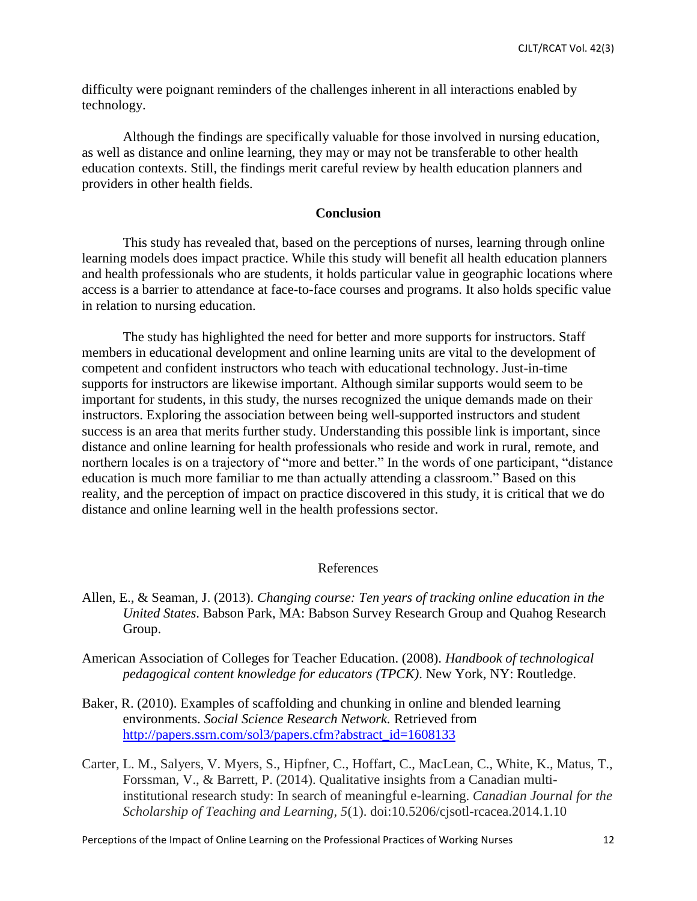difficulty were poignant reminders of the challenges inherent in all interactions enabled by technology.

Although the findings are specifically valuable for those involved in nursing education, as well as distance and online learning, they may or may not be transferable to other health education contexts. Still, the findings merit careful review by health education planners and providers in other health fields.

## Conclusion

This study has revealed that, based on the perceptions of nurses, learning through online learning models does impact practice. While this study will benefit all health education planners and health professionals who are students, it holds particular value in geographic locations where access is a barrier to attendance at face-to-face courses and programs. It also holds specific value in relation to nursing education.

The study has highlighted the need for better and more supports for instructors. Staff members in educational development and online learning units are vital to the development of competent and confident instructors who teach with educational technology. Just-in-time supports for instructors are likewise important. Although similar supports would seem to be important for students, in this study, the nurses recognized the unique demands made on their instructors. Exploring the association between being well-supported instructors and student success is an area that merits further study. Understanding this possible link is important, since distance and online learning for health professionals who reside and work in rural, remote, and northern locales is on a trajectory of "more and better." In the words of one participant, "distance education is much more familiar to me than actually attending a classroom." Based on this reality, and the perception of impact on practice discovered in this study, it is critical that we do distance and online learning well in the health professions sector.

## References

Allen, E., & Seaman, J. (2013). *Changing course: Ten years of tracking online education in the United States*. Babson Park, MA: Babson Survey Research Group and Quahog Research Group.

American Association of Colleges for Teacher Education. (2008). *Handbook of technological pedagogical content knowledge for educators (TPCK)*. New York, NY: Routledge.

Baker, R. (2010). Examples of scaffolding and chunking in online and blended learning environments. *Social Science Research Network.* Retrieved from http://papers.ssrn.com/sol3/papers.cfm?abstract_id=1608133

Carter, L. M., Salyers, V. Myers, S., Hipfner, C., Hoffart, C., MacLean, C., White, K., Matus, T., Forssman, V., & Barrett, P. (2014). Qualitative insights from a Canadian multi-institutional research study: In search of meaningful e-learning. *Canadian Journal for the Scholarship of Teaching and Learning, 5*(1). doi:10.5206/cjsotl-rcacea.2014.1.10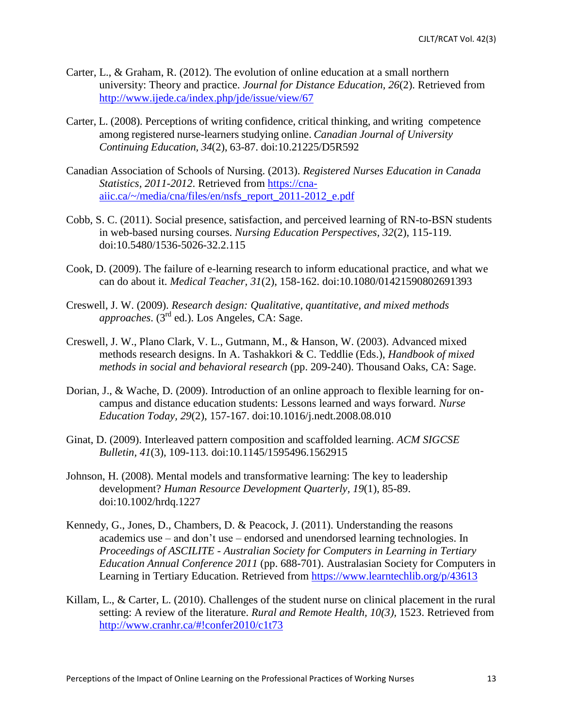Carter, L., & Graham, R. (2012). The evolution of online education at a small northern university: Theory and practice. *Journal for Distance Education, 26*(2). Retrieved from http://www.ijede.ca/index.php/jde/issue/view/67

Carter, L. (2008). Perceptions of writing confidence, critical thinking, and writing competence among registered nurse-learners studying online. *Canadian Journal of University Continuing Education, 34*(2), 63-87. doi:10.21225/D5R592

Canadian Association of Schools of Nursing. (2013). *Registered Nurses Education in Canada Statistics, 2011-2012*. Retrieved from https://cna-aiic.ca/~/media/cna/files/en/nsfs_report_2011-2012_e.pdf

Cobb, S. C. (2011). Social presence, satisfaction, and perceived learning of RN-to-BSN students in web-based nursing courses. *Nursing Education Perspectives, 32*(2), 115-119. doi:10.5480/1536-5026-32.2.115

Cook, D. (2009). The failure of e-learning research to inform educational practice, and what we can do about it. *Medical Teacher, 31*(2), 158-162. doi:10.1080/01421590802691393

Creswell, J. W. (2009). *Research design: Qualitative, quantitative, and mixed methods approaches*. (3rd ed.). Los Angeles, CA: Sage.

Creswell, J. W., Plano Clark, V. L., Gutmann, M., & Hanson, W. (2003). Advanced mixed methods research designs. In A. Tashakkori & C. Teddlie (Eds.), *Handbook of mixed methods in social and behavioral research* (pp. 209-240). Thousand Oaks, CA: Sage.

Dorian, J., & Wache, D. (2009). Introduction of an online approach to flexible learning for on-campus and distance education students: Lessons learned and ways forward. *Nurse Education Today, 29*(2), 157-167. doi:10.1016/j.nedt.2008.08.010

Ginat, D. (2009). Interleaved pattern composition and scaffolded learning. *ACM SIGCSE Bulletin, 41*(3), 109-113. doi:10.1145/1595496.1562915

Johnson, H. (2008). Mental models and transformative learning: The key to leadership development? *Human Resource Development Quarterly, 19*(1), 85-89. doi:10.1002/hrdq.1227

Kennedy, G., Jones, D., Chambers, D. & Peacock, J. (2011). Understanding the reasons academics use – and don't use – endorsed and unendorsed learning technologies. In *Proceedings of ASCILITE - Australian Society for Computers in Learning in Tertiary Education Annual Conference 2011* (pp. 688-701). Australasian Society for Computers in Learning in Tertiary Education. Retrieved from https://www.learntechlib.org/p/43613

Killam, L., & Carter, L. (2010). Challenges of the student nurse on clinical placement in the rural setting: A review of the literature. *Rural and Remote Health, 10(3)*, 1523. Retrieved from http://www.cranhr.ca/#!confer2010/c1t73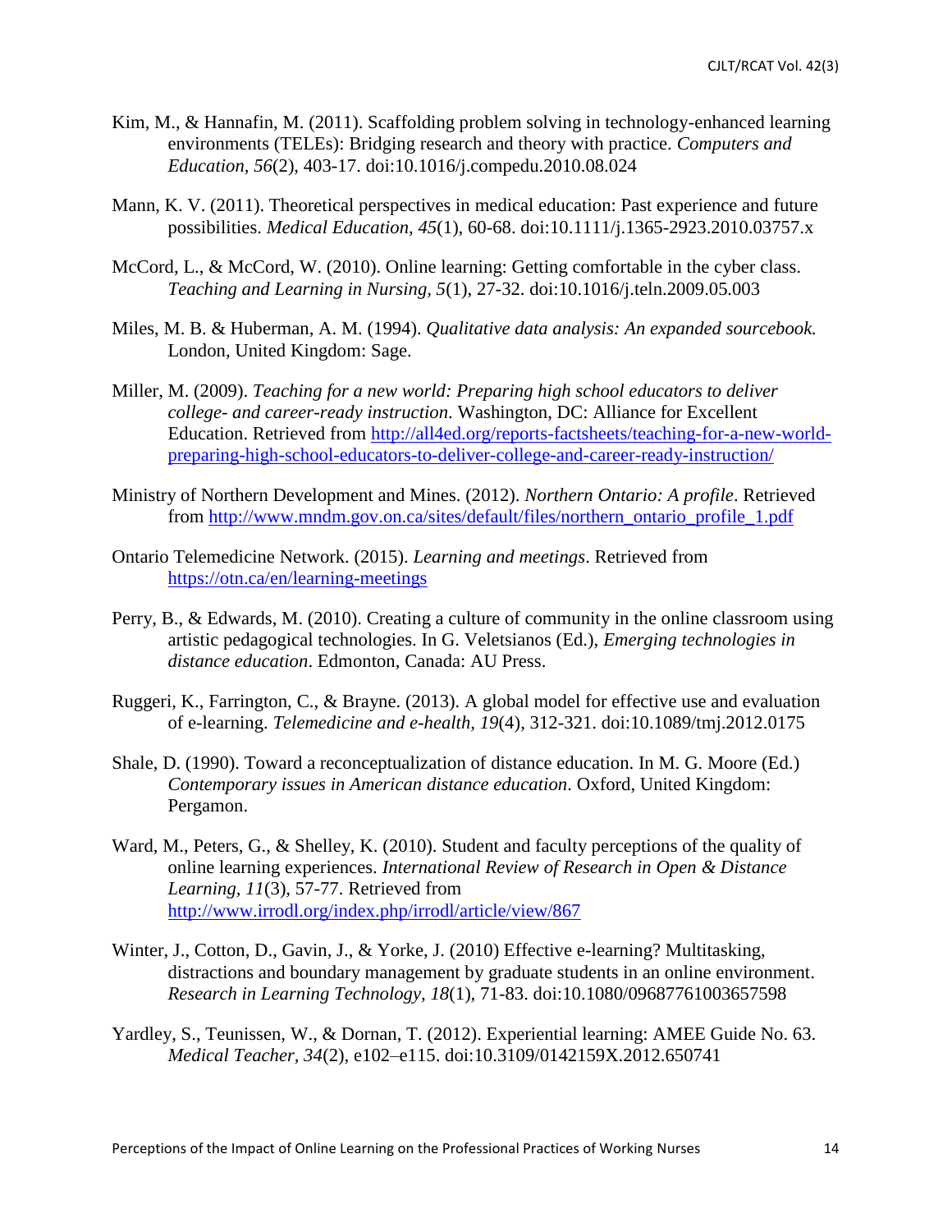Kim, M., & Hannafin, M. (2011). Scaffolding problem solving in technology-enhanced learning environments (TELEs): Bridging research and theory with practice. *Computers and Education, 56*(2), 403-17. doi:10.1016/j.compedu.2010.08.024

Mann, K. V. (2011). Theoretical perspectives in medical education: Past experience and future possibilities. *Medical Education, 45*(1), 60-68. doi:10.1111/j.1365-2923.2010.03757.x

McCord, L., & McCord, W. (2010). Online learning: Getting comfortable in the cyber class. *Teaching and Learning in Nursing, 5*(1), 27-32. doi:10.1016/j.teln.2009.05.003

Miles, M. B. & Huberman, A. M. (1994). *Qualitative data analysis: An expanded sourcebook.* London, United Kingdom: Sage.

Miller, M. (2009). *Teaching for a new world: Preparing high school educators to deliver college- and career-ready instruction*. Washington, DC: Alliance for Excellent Education. Retrieved from http://all4ed.org/reports-factsheets/teaching-for-a-new-world-preparing-high-school-educators-to-deliver-college-and-career-ready-instruction/

Ministry of Northern Development and Mines. (2012). *Northern Ontario: A profile*. Retrieved from http://www.mndm.gov.on.ca/sites/default/files/northern_ontario_profile_1.pdf

Ontario Telemedicine Network. (2015). *Learning and meetings*. Retrieved from https://otn.ca/en/learning-meetings

Perry, B., & Edwards, M. (2010). Creating a culture of community in the online classroom using artistic pedagogical technologies. In G. Veletsianos (Ed.), *Emerging technologies in distance education*. Edmonton, Canada: AU Press.

Ruggeri, K., Farrington, C., & Brayne. (2013). A global model for effective use and evaluation of e-learning. *Telemedicine and e-health, 19*(4), 312-321. doi:10.1089/tmj.2012.0175

Shale, D. (1990). Toward a reconceptualization of distance education. In M. G. Moore (Ed.) *Contemporary issues in American distance education*. Oxford, United Kingdom: Pergamon.

Ward, M., Peters, G., & Shelley, K. (2010). Student and faculty perceptions of the quality of online learning experiences. *International Review of Research in Open & Distance Learning, 11*(3), 57-77. Retrieved from http://www.irrodl.org/index.php/irrodl/article/view/867

Winter, J., Cotton, D., Gavin, J., & Yorke, J. (2010) Effective e-learning? Multitasking, distractions and boundary management by graduate students in an online environment. *Research in Learning Technology, 18*(1), 71-83. doi:10.1080/09687761003657598

Yardley, S., Teunissen, W., & Dornan, T. (2012). Experiential learning: AMEE Guide No. 63. *Medical Teacher, 34*(2), e102–e115. doi:10.3109/0142159X.2012.650741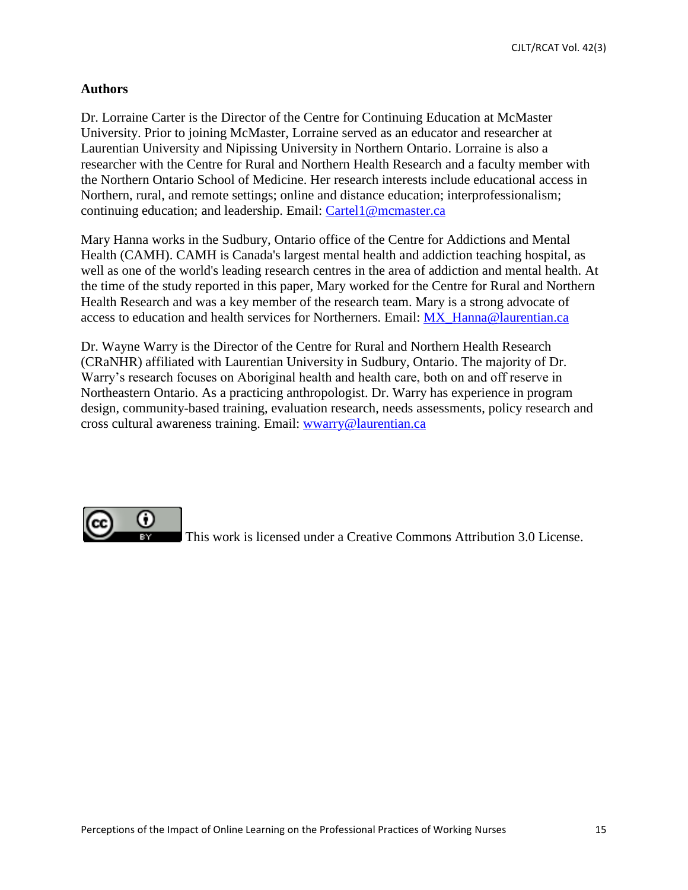**Authors**

Dr. Lorraine Carter is the Director of the Centre for Continuing Education at McMaster University. Prior to joining McMaster, Lorraine served as an educator and researcher at Laurentian University and Nipissing University in Northern Ontario. Lorraine is also a researcher with the Centre for Rural and Northern Health Research and a faculty member with the Northern Ontario School of Medicine. Her research interests include educational access in Northern, rural, and remote settings; online and distance education; interprofessionalism; continuing education; and leadership. Email: Cartel1@mcmaster.ca

Mary Hanna works in the Sudbury, Ontario office of the Centre for Addictions and Mental Health (CAMH). CAMH is Canada's largest mental health and addiction teaching hospital, as well as one of the world's leading research centres in the area of addiction and mental health. At the time of the study reported in this paper, Mary worked for the Centre for Rural and Northern Health Research and was a key member of the research team. Mary is a strong advocate of access to education and health services for Northerners. Email: MX_Hanna@laurentian.ca

Dr. Wayne Warry is the Director of the Centre for Rural and Northern Health Research (CRaNHR) affiliated with Laurentian University in Sudbury, Ontario. The majority of Dr. Warry's research focuses on Aboriginal health and health care, both on and off reserve in Northeastern Ontario. As a practicing anthropologist. Dr. Warry has experience in program design, community-based training, evaluation research, needs assessments, policy research and cross cultural awareness training. Email: wwarry@laurentian.ca

This work is licensed under a Creative Commons Attribution 3.0 License.